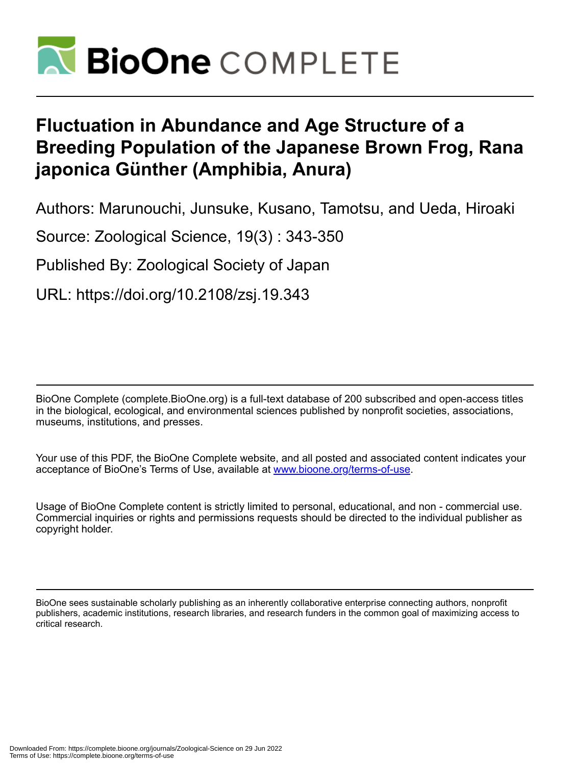# Fluctuation in Abundance and Age Structure of a Breeding Population of the Japanese Brown Frog, Rana japonica Günther (Amphibia, Anura)

Authors: Marunouchi, Junsuke, Kusano, Tamotsu, and Ueda, Hiroaki

Source: Zoological Science, 19(3) : 343-350

Published By: Zoological Society of Japan

URL: https://doi.org/10.2108/zsj.19.343

BioOne Complete (complete.BioOne.org) is a full-text database of 200 subscribed and open-access titles in the biological, ecological, and environmental sciences published by nonprofit societies, associations, museums, institutions, and presses.

Your use of this PDF, the BioOne Complete website, and all posted and associated content indicates your acceptance of BioOne's Terms of Use, available at www.bioone.org/terms-of-use.

Usage of BioOne Complete content is strictly limited to personal, educational, and non - commercial use. Commercial inquiries or rights and permissions requests should be directed to the individual publisher as copyright holder.

BioOne sees sustainable scholarly publishing as an inherently collaborative enterprise connecting authors, nonprofit publishers, academic institutions, research libraries, and research funders in the common goal of maximizing access to critical research.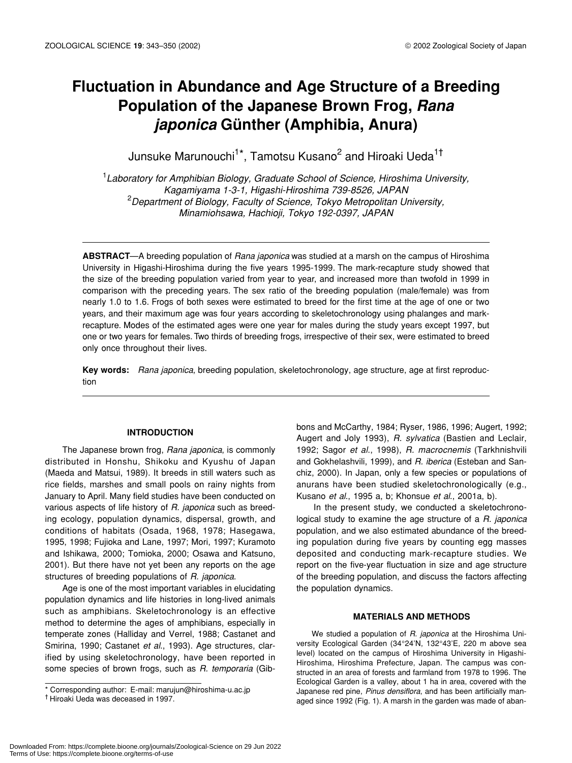# Fluctuation in Abundance and Age Structure of a Breeding Population of the Japanese Brown Frog, *Rana japonica* Günther (Amphibia, Anura)

Junsuke Marunouchi[1]*, Tamotsu Kusano[2] and Hiroaki Ueda[1†]

[1]*Laboratory for Amphibian Biology, Graduate School of Science, Hiroshima University, Kagamiyama 1-3-1, Higashi-Hiroshima 739-8526, JAPAN*
[2]*Department of Biology, Faculty of Science, Tokyo Metropolitan University, Minamiohsawa, Hachioji, Tokyo 192-0397, JAPAN*

**ABSTRACT**—A breeding population of *Rana japonica* was studied at a marsh on the campus of Hiroshima University in Higashi-Hiroshima during the five years 1995-1999. The mark-recapture study showed that the size of the breeding population varied from year to year, and increased more than twofold in 1999 in comparison with the preceding years. The sex ratio of the breeding population (male/female) was from nearly 1.0 to 1.6. Frogs of both sexes were estimated to breed for the first time at the age of one or two years, and their maximum age was four years according to skeletochronology using phalanges and mark-recapture. Modes of the estimated ages were one year for males during the study years except 1997, but one or two years for females. Two thirds of breeding frogs, irrespective of their sex, were estimated to breed only once throughout their lives.

**Key words:** *Rana japonica*, breeding population, skeletochronology, age structure, age at first reproduction

## INTRODUCTION

The Japanese brown frog, *Rana japonica*, is commonly distributed in Honshu, Shikoku and Kyushu of Japan (Maeda and Matsui, 1989). It breeds in still waters such as rice fields, marshes and small pools on rainy nights from January to April. Many field studies have been conducted on various aspects of life history of *R. japonica* such as breeding ecology, population dynamics, dispersal, growth, and conditions of habitats (Osada, 1968, 1978; Hasegawa, 1995, 1998; Fujioka and Lane, 1997; Mori, 1997; Kuramoto and Ishikawa, 2000; Tomioka, 2000; Osawa and Katsuno, 2001). But there have not yet been any reports on the age structures of breeding populations of *R. japonica*.

Age is one of the most important variables in elucidating population dynamics and life histories in long-lived animals such as amphibians. Skeletochronology is an effective method to determine the ages of amphibians, especially in temperate zones (Halliday and Verrel, 1988; Castanet and Smirina, 1990; Castanet *et al.*, 1993). Age structures, clarified by using skeletochronology, have been reported in some species of brown frogs, such as *R. temporaria* (Gibbons and McCarthy, 1984; Ryser, 1986, 1996; Augert, 1992; Augert and Joly 1993), *R. sylvatica* (Bastien and Leclair, 1992; Sagor *et al.*, 1998), *R. macrocnemis* (Tarkhnishvili and Gokhelashvili, 1999), and *R. iberica* (Esteban and Sanchiz, 2000). In Japan, only a few species or populations of anurans have been studied skeletochronologically (e.g., Kusano *et al.*, 1995 a, b; Khonsue *et al.*, 2001a, b).

In the present study, we conducted a skeletochronological study to examine the age structure of a *R. japonica* population, and we also estimated abundance of the breeding population during five years by counting egg masses deposited and conducting mark-recapture studies. We report on the five-year fluctuation in size and age structure of the breeding population, and discuss the factors affecting the population dynamics.

## MATERIALS AND METHODS

We studied a population of *R. japonica* at the Hiroshima University Ecological Garden (34°24'N, 132°43'E, 220 m above sea level) located on the campus of Hiroshima University in Higashi-Hiroshima, Hiroshima Prefecture, Japan. The campus was constructed in an area of forests and farmland from 1978 to 1996. The Ecological Garden is a valley, about 1 ha in area, covered with the Japanese red pine, *Pinus densiflora*, and has been artificially managed since 1992 (Fig. 1). A marsh in the garden was made of aban-

\* Corresponding author: E-mail: marujun@hiroshima-u.ac.jp
† Hiroaki Ueda was deceased in 1997.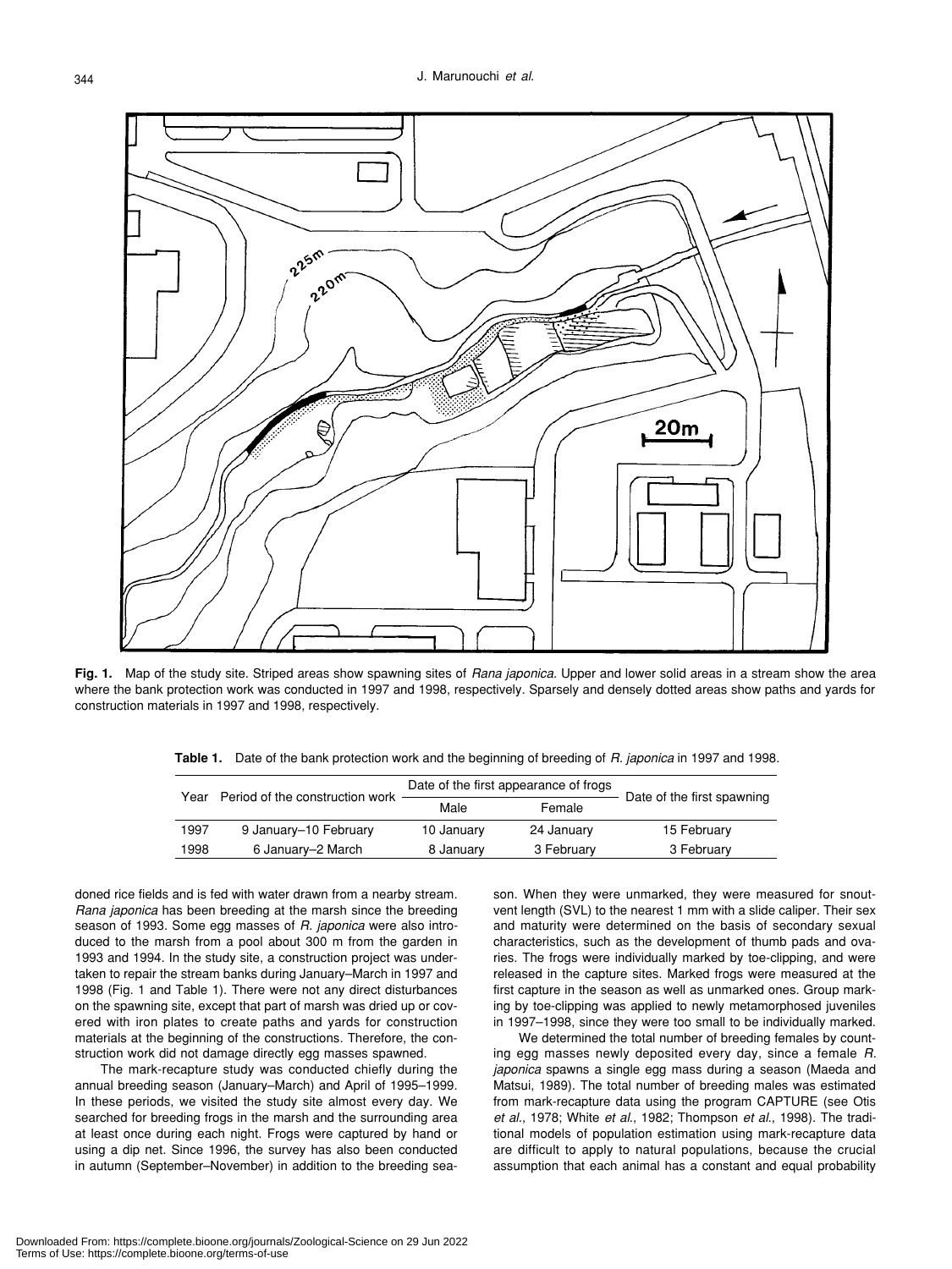**Fig. 1.** Map of the study site. Striped areas show spawning sites of *Rana japonica*. Upper and lower solid areas in a stream show the area where the bank protection work was conducted in 1997 and 1998, respectively. Sparsely and densely dotted areas show paths and yards for construction materials in 1997 and 1998, respectively.

**Table 1.** Date of the bank protection work and the beginning of breeding of *R. japonica* in 1997 and 1998.

| Year | Period of the construction work | Date of the first appearance of frogs | | Date of the first spawning |
|---|---|---|---|---|
| | | Male | Female | |
| 1997 | 9 January–10 February | 10 January | 24 January | 15 February |
| 1998 | 6 January–2 March | 8 January | 3 February | 3 February |

doned rice fields and is fed with water drawn from a nearby stream. *Rana japonica* has been breeding at the marsh since the breeding season of 1993. Some egg masses of *R. japonica* were also introduced to the marsh from a pool about 300 m from the garden in 1993 and 1994. In the study site, a construction project was undertaken to repair the stream banks during January–March in 1997 and 1998 (Fig. 1 and Table 1). There were not any direct disturbances on the spawning site, except that part of marsh was dried up or covered with iron plates to create paths and yards for construction materials at the beginning of the constructions. Therefore, the construction work did not damage directly egg masses spawned.

The mark-recapture study was conducted chiefly during the annual breeding season (January–March) and April of 1995–1999. In these periods, we visited the study site almost every day. We searched for breeding frogs in the marsh and the surrounding area at least once during each night. Frogs were captured by hand or using a dip net. Since 1996, the survey has also been conducted in autumn (September–November) in addition to the breeding season. When they were unmarked, they were measured for snout-vent length (SVL) to the nearest 1 mm with a slide caliper. Their sex and maturity were determined on the basis of secondary sexual characteristics, such as the development of thumb pads and ovaries. The frogs were individually marked by toe-clipping, and were released in the capture sites. Marked frogs were measured at the first capture in the season as well as unmarked ones. Group marking by toe-clipping was applied to newly metamorphosed juveniles in 1997–1998, since they were too small to be individually marked.

We determined the total number of breeding females by counting egg masses newly deposited every day, since a female *R. japonica* spawns a single egg mass during a season (Maeda and Matsui, 1989). The total number of breeding males was estimated from mark-recapture data using the program CAPTURE (see Otis *et al*., 1978; White *et al*., 1982; Thompson *et al*., 1998). The traditional models of population estimation using mark-recapture data are difficult to apply to natural populations, because the crucial assumption that each animal has a constant and equal probability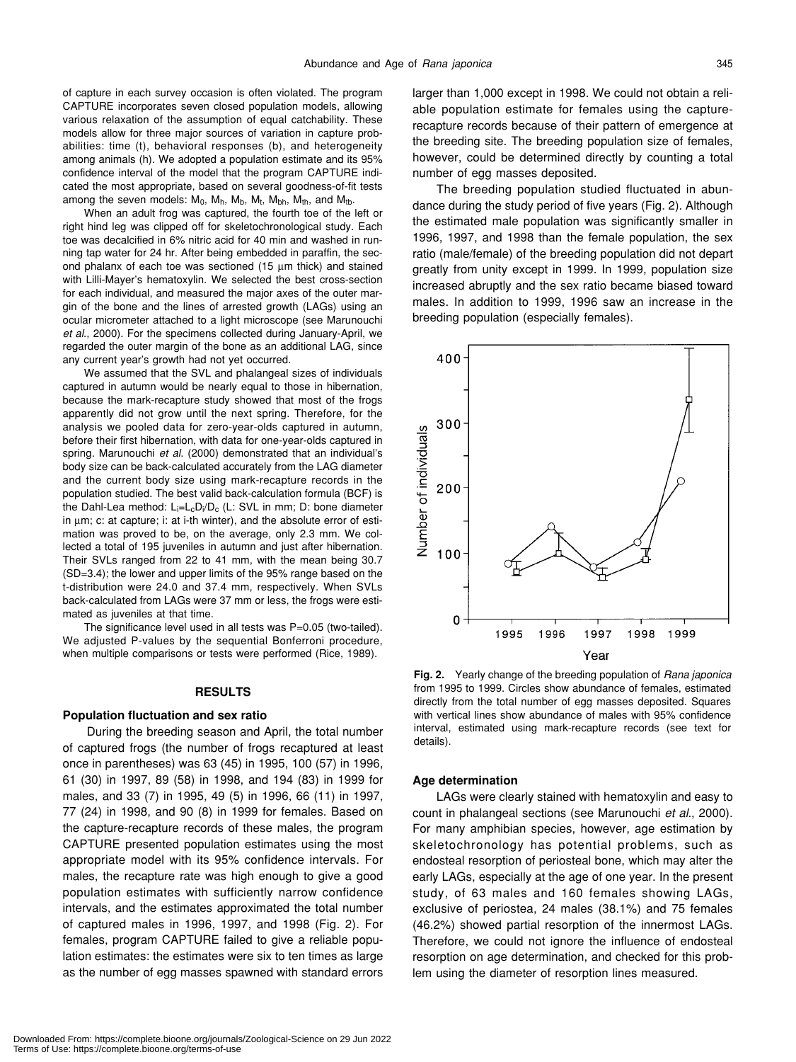of capture in each survey occasion is often violated. The program CAPTURE incorporates seven closed population models, allowing various relaxation of the assumption of equal catchability. These models allow for three major sources of variation in capture probabilities: time (t), behavioral responses (b), and heterogeneity among animals (h). We adopted a population estimate and its 95% confidence interval of the model that the program CAPTURE indicated the most appropriate, based on several goodness-of-fit tests among the seven models: $M_0$, $M_h$, $M_b$, $M_t$, $M_{bh}$, $M_{th}$, and $M_{tb}$.

When an adult frog was captured, the fourth toe of the left or right hind leg was clipped off for skeletochronological study. Each toe was decalcified in 6% nitric acid for 40 min and washed in running tap water for 24 hr. After being embedded in paraffin, the second phalanx of each toe was sectioned (15 μm thick) and stained with Lilli-Mayer's hematoxylin. We selected the best cross-section for each individual, and measured the major axes of the outer margin of the bone and the lines of arrested growth (LAGs) using an ocular micrometer attached to a light microscope (see Marunouchi *et al.*, 2000). For the specimens collected during January-April, we regarded the outer margin of the bone as an additional LAG, since any current year's growth had not yet occurred.

We assumed that the SVL and phalangeal sizes of individuals captured in autumn would be nearly equal to those in hibernation, because the mark-recapture study showed that most of the frogs apparently did not grow until the next spring. Therefore, for the analysis we pooled data for zero-year-olds captured in autumn, before their first hibernation, with data for one-year-olds captured in spring. Marunouchi *et al.* (2000) demonstrated that an individual's body size can be back-calculated accurately from the LAG diameter and the current body size using mark-recapture records in the population studied. The best valid back-calculation formula (BCF) is the Dahl-Lea method: $L_i = L_c D_i / D_c$ (L: SVL in mm; D: bone diameter in μm; c: at capture; i: at i-th winter), and the absolute error of estimation was proved to be, on the average, only 2.3 mm. We collected a total of 195 juveniles in autumn and just after hibernation. Their SVLs ranged from 22 to 41 mm, with the mean being 30.7 (SD=3.4); the lower and upper limits of the 95% range based on the t-distribution were 24.0 and 37.4 mm, respectively. When SVLs back-calculated from LAGs were 37 mm or less, the frogs were estimated as juveniles at that time.

The significance level used in all tests was $P=0.05$ (two-tailed). We adjusted P-values by the sequential Bonferroni procedure, when multiple comparisons or tests were performed (Rice, 1989).

## RESULTS

### Population fluctuation and sex ratio

During the breeding season and April, the total number of captured frogs (the number of frogs recaptured at least once in parentheses) was 63 (45) in 1995, 100 (57) in 1996, 61 (30) in 1997, 89 (58) in 1998, and 194 (83) in 1999 for males, and 33 (7) in 1995, 49 (5) in 1996, 66 (11) in 1997, 77 (24) in 1998, and 90 (8) in 1999 for females. Based on the capture-recapture records of these males, the program CAPTURE presented population estimates using the most appropriate model with its 95% confidence intervals. For males, the recapture rate was high enough to give a good population estimates with sufficiently narrow confidence intervals, and the estimates approximated the total number of captured males in 1996, 1997, and 1998 (Fig. 2). For females, program CAPTURE failed to give a reliable population estimates: the estimates were six to ten times as large as the number of egg masses spawned with standard errors larger than 1,000 except in 1998. We could not obtain a reliable population estimate for females using the capture-recapture records because of their pattern of emergence at the breeding site. The breeding population size of females, however, could be determined directly by counting a total number of egg masses deposited.

The breeding population studied fluctuated in abundance during the study period of five years (Fig. 2). Although the estimated male population was significantly smaller in 1996, 1997, and 1998 than the female population, the sex ratio (male/female) of the breeding population did not depart greatly from unity except in 1999. In 1999, population size increased abruptly and the sex ratio became biased toward males. In addition to 1999, 1996 saw an increase in the breeding population (especially females).

**Fig. 2.** Yearly change of the breeding population of *Rana japonica* from 1995 to 1999. Circles show abundance of females, estimated directly from the total number of egg masses deposited. Squares with vertical lines show abundance of males with 95% confidence interval, estimated using mark-recapture records (see text for details).

### Age determination

LAGs were clearly stained with hematoxylin and easy to count in phalangeal sections (see Marunouchi *et al.*, 2000). For many amphibian species, however, age estimation by skeletochronology has potential problems, such as endosteal resorption of periosteal bone, which may alter the early LAGs, especially at the age of one year. In the present study, of 63 males and 160 females showing LAGs, exclusive of periostea, 24 males (38.1%) and 75 females (46.2%) showed partial resorption of the innermost LAGs. Therefore, we could not ignore the influence of endosteal resorption on age determination, and checked for this problem using the diameter of resorption lines measured.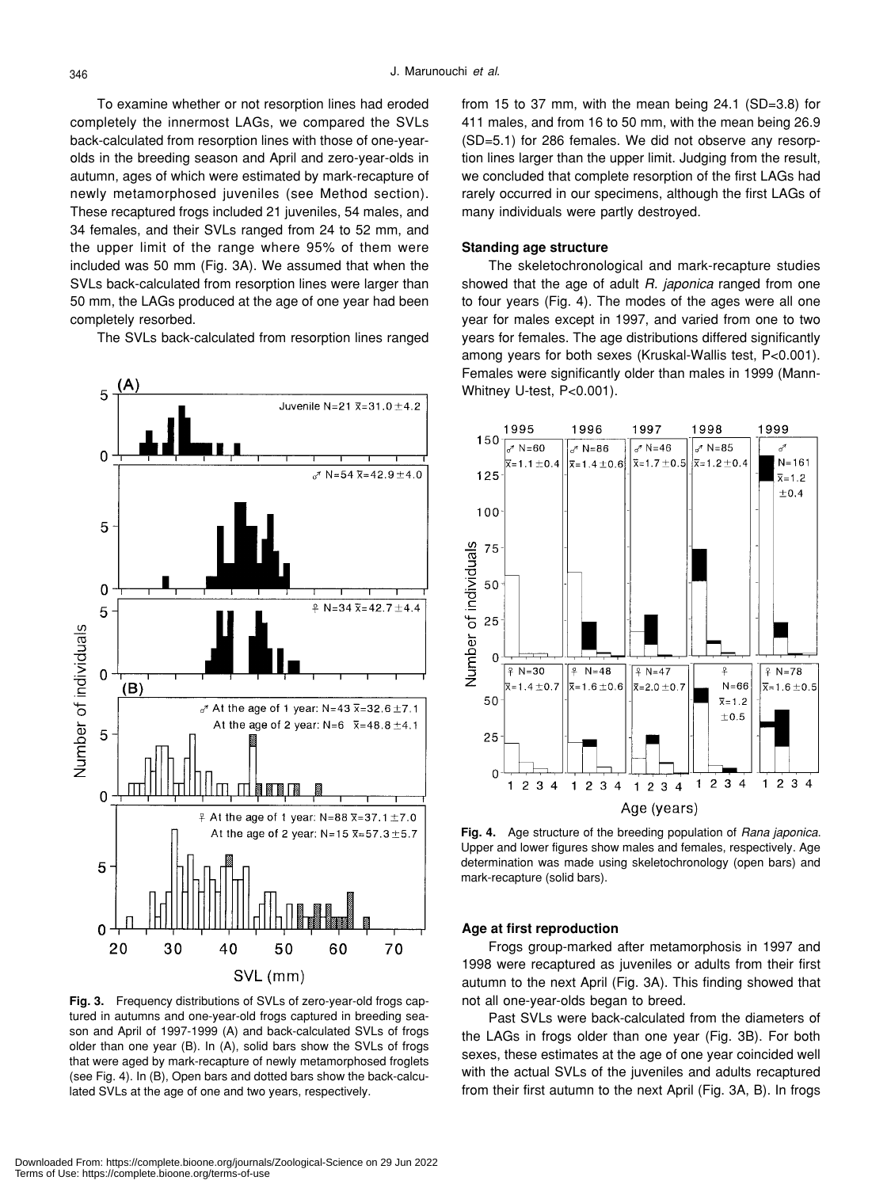To examine whether or not resorption lines had eroded completely the innermost LAGs, we compared the SVLs back-calculated from resorption lines with those of one-year-olds in the breeding season and April and zero-year-olds in autumn, ages of which were estimated by mark-recapture of newly metamorphosed juveniles (see Method section). These recaptured frogs included 21 juveniles, 54 males, and 34 females, and their SVLs ranged from 24 to 52 mm, and the upper limit of the range where 95% of them were included was 50 mm (Fig. 3A). We assumed that when the SVLs back-calculated from resorption lines were larger than 50 mm, the LAGs produced at the age of one year had been completely resorbed.

The SVLs back-calculated from resorption lines ranged from 15 to 37 mm, with the mean being 24.1 (SD=3.8) for 411 males, and from 16 to 50 mm, with the mean being 26.9 (SD=5.1) for 286 females. We did not observe any resorption lines larger than the upper limit. Judging from the result, we concluded that complete resorption of the first LAGs had rarely occurred in our specimens, although the first LAGs of many individuals were partly destroyed.

**Fig. 3.** Frequency distributions of SVLs of zero-year-old frogs captured in autumns and one-year-old frogs captured in breeding season and April of 1997-1999 (A) and back-calculated SVLs of frogs older than one year (B). In (A), solid bars show the SVLs of frogs that were aged by mark-recapture of newly metamorphosed froglets (see Fig. 4). In (B), Open bars and dotted bars show the back-calculated SVLs at the age of one and two years, respectively.

### Standing age structure

The skeletochronological and mark-recapture studies showed that the age of adult *R. japonica* ranged from one to four years (Fig. 4). The modes of the ages were all one year for males except in 1997, and varied from one to two years for females. The age distributions differed significantly among years for both sexes (Kruskal-Wallis test, $P<0.001$). Females were significantly older than males in 1999 (Mann-Whitney U-test, $P<0.001$).

**Fig. 4.** Age structure of the breeding population of *Rana japonica*. Upper and lower figures show males and females, respectively. Age determination was made using skeletochronology (open bars) and mark-recapture (solid bars).

### Age at first reproduction

Frogs group-marked after metamorphosis in 1997 and 1998 were recaptured as juveniles or adults from their first autumn to the next April (Fig. 3A). This finding showed that not all one-year-olds began to breed.

Past SVLs were back-calculated from the diameters of the LAGs in frogs older than one year (Fig. 3B). For both sexes, these estimates at the age of one year coincided well with the actual SVLs of the juveniles and adults recaptured from their first autumn to the next April (Fig. 3A, B). In frogs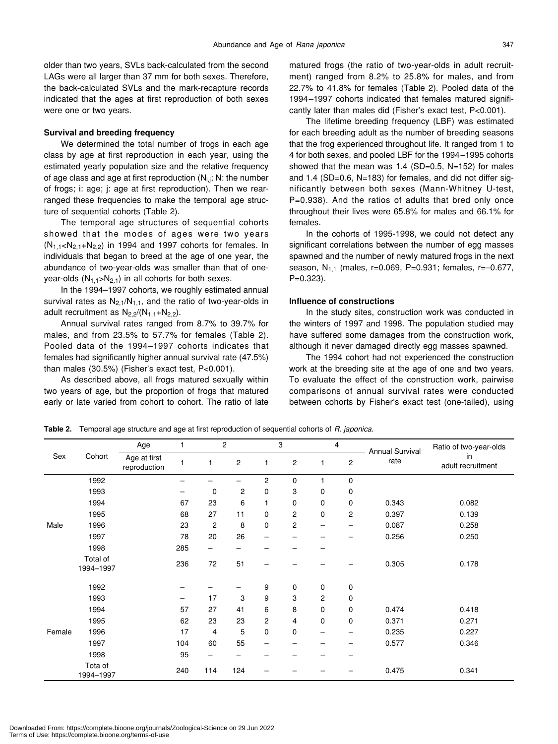older than two years, SVLs back-calculated from the second LAGs were all larger than 37 mm for both sexes. Therefore, the back-calculated SVLs and the mark-recapture records indicated that the ages at first reproduction of both sexes were one or two years.

### Survival and breeding frequency

We determined the total number of frogs in each age class by age at first reproduction in each year, using the estimated yearly population size and the relative frequency of age class and age at first reproduction ($N_{i,j}$; N: the number of frogs; i: age; j: age at first reproduction). Then we rearranged these frequencies to make the temporal age structure of sequential cohorts (Table 2).

The temporal age structures of sequential cohorts showed that the modes of ages were two years ($N_{1,1}<N_{2,1}+N_{2,2}$) in 1994 and 1997 cohorts for females. In individuals that began to breed at the age of one year, the abundance of two-year-olds was smaller than that of one-year-olds ($N_{1,1}>N_{2,1}$) in all cohorts for both sexes.

In the 1994–1997 cohorts, we roughly estimated annual survival rates as $N_{2,1}/N_{1,1}$, and the ratio of two-year-olds in adult recruitment as $N_{2,2}/(N_{1,1}+N_{2,2})$.

Annual survival rates ranged from 8.7% to 39.7% for males, and from 23.5% to 57.7% for females (Table 2). Pooled data of the 1994–1997 cohorts indicates that females had significantly higher annual survival rate (47.5%) than males (30.5%) (Fisher's exact test, $P<0.001$).

As described above, all frogs matured sexually within two years of age, but the proportion of frogs that matured early or late varied from cohort to cohort. The ratio of late matured frogs (the ratio of two-year-olds in adult recruitment) ranged from 8.2% to 25.8% for males, and from 22.7% to 41.8% for females (Table 2). Pooled data of the 1994–1997 cohorts indicated that females matured significantly later than males did (Fisher's exact test, $P<0.001$).

The lifetime breeding frequency (LBF) was estimated for each breeding adult as the number of breeding seasons that the frog experienced throughout life. It ranged from 1 to 4 for both sexes, and pooled LBF for the 1994–1995 cohorts showed that the mean was 1.4 (SD=0.5, N=152) for males and 1.4 (SD=0.6, N=183) for females, and did not differ significantly between both sexes (Mann-Whitney U-test, $P=0.938$). And the ratios of adults that bred only once throughout their lives were 65.8% for males and 66.1% for females.

In the cohorts of 1995-1998, we could not detect any significant correlations between the number of egg masses spawned and the number of newly matured frogs in the next season, $N_{1,1}$ (males, $r=0.069$, $P=0.931$; females, $r=-0.677$, $P=0.323$).

### Influence of constructions

In the study sites, construction work was conducted in the winters of 1997 and 1998. The population studied may have suffered some damages from the construction work, although it never damaged directly egg masses spawned.

The 1994 cohort had not experienced the construction work at the breeding site at the age of one and two years. To evaluate the effect of the construction work, pairwise comparisons of annual survival rates were conducted between cohorts by Fisher's exact test (one-tailed), using

**Table 2.** Temporal age structure and age at first reproduction of sequential cohorts of *R. japonica*.

| Sex | Cohort | Age | 1 | 2 | | 3 | | 4 | | Annual Survival rate | Ratio of two-year-olds in adult recruitment |
|---|---|---|---|---|---|---|---|---|---|---|---|
| | | Age at first reproduction | 1 | 1 | 2 | 1 | 2 | 1 | 2 | | |
| Male | 1992 | | – | – | – | 2 | 0 | 1 | 0 | | |
| | 1993 | | – | 0 | 2 | 0 | 3 | 0 | 0 | | |
| | 1994 | | 67 | 23 | 6 | 1 | 0 | 0 | 0 | 0.343 | 0.082 |
| | 1995 | | 68 | 27 | 11 | 0 | 2 | 0 | 2 | 0.397 | 0.139 |
| | 1996 | | 23 | 2 | 8 | 0 | 2 | – | – | 0.087 | 0.258 |
| | 1997 | | 78 | 20 | 26 | – | – | – | – | 0.256 | 0.250 |
| | 1998 | | 285 | – | – | – | – | – | | | |
| | Total of 1994–1997 | | 236 | 72 | 51 | – | – | – | – | 0.305 | 0.178 |
| Female | 1992 | | – | – | – | 9 | 0 | 0 | 0 | | |
| | 1993 | | – | 17 | 3 | 9 | 3 | 2 | 0 | | |
| | 1994 | | 57 | 27 | 41 | 6 | 8 | 0 | 0 | 0.474 | 0.418 |
| | 1995 | | 62 | 23 | 23 | 2 | 4 | 0 | 0 | 0.371 | 0.271 |
| | 1996 | | 17 | 4 | 5 | 0 | 0 | – | – | 0.235 | 0.227 |
| | 1997 | | 104 | 60 | 55 | – | – | – | – | 0.577 | 0.346 |
| | 1998 | | 95 | – | – | – | – | – | – | | |
| | Tota of 1994–1997 | | 240 | 114 | 124 | – | – | – | – | 0.475 | 0.341 |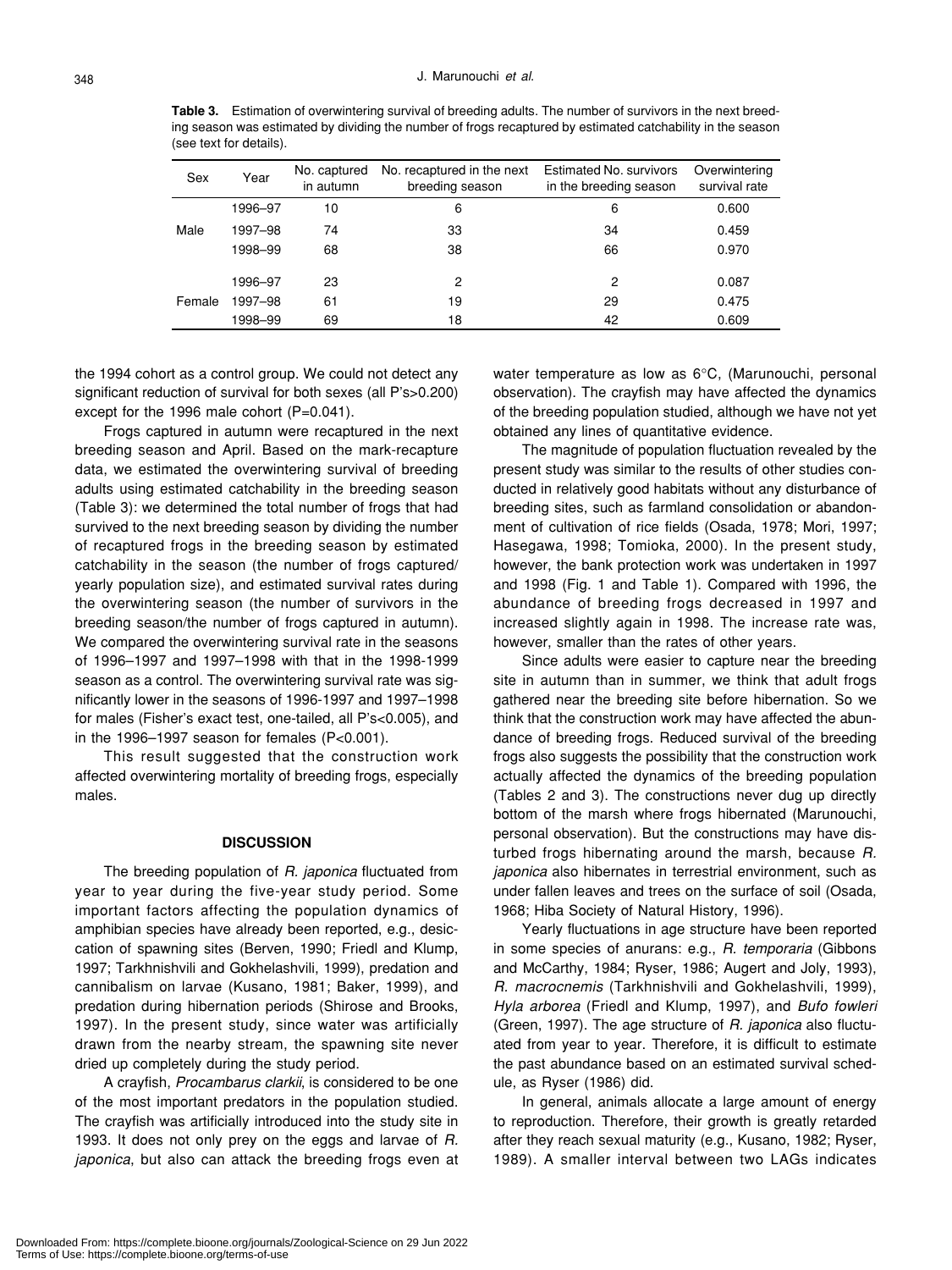**Table 3.** Estimation of overwintering survival of breeding adults. The number of survivors in the next breeding season was estimated by dividing the number of frogs recaptured by estimated catchability in the season (see text for details).

| Sex | Year | No. captured in autumn | No. recaptured in the next breeding season | Estimated No. survivors in the breeding season | Overwintering survival rate |
|---|---|---|---|---|---|
| Male | 1996–97 | 10 | 6 | 6 | 0.600 |
| | 1997–98 | 74 | 33 | 34 | 0.459 |
| | 1998–99 | 68 | 38 | 66 | 0.970 |
| Female | 1996–97 | 23 | 2 | 2 | 0.087 |
| | 1997–98 | 61 | 19 | 29 | 0.475 |
| | 1998–99 | 69 | 18 | 42 | 0.609 |

the 1994 cohort as a control group. We could not detect any significant reduction of survival for both sexes (all P's>0.200) except for the 1996 male cohort (P=0.041).

Frogs captured in autumn were recaptured in the next breeding season and April. Based on the mark-recapture data, we estimated the overwintering survival of breeding adults using estimated catchability in the breeding season (Table 3): we determined the total number of frogs that had survived to the next breeding season by dividing the number of recaptured frogs in the breeding season by estimated catchability in the season (the number of frogs captured/yearly population size), and estimated survival rates during the overwintering season (the number of survivors in the breeding season/the number of frogs captured in autumn). We compared the overwintering survival rate in the seasons of 1996–1997 and 1997–1998 with that in the 1998-1999 season as a control. The overwintering survival rate was significantly lower in the seasons of 1996-1997 and 1997–1998 for males (Fisher's exact test, one-tailed, all P's<0.005), and in the 1996–1997 season for females (P<0.001).

This result suggested that the construction work affected overwintering mortality of breeding frogs, especially males.

## DISCUSSION

The breeding population of *R. japonica* fluctuated from year to year during the five-year study period. Some important factors affecting the population dynamics of amphibian species have already been reported, e.g., desiccation of spawning sites (Berven, 1990; Friedl and Klump, 1997; Tarkhnishvili and Gokhelashvili, 1999), predation and cannibalism on larvae (Kusano, 1981; Baker, 1999), and predation during hibernation periods (Shirose and Brooks, 1997). In the present study, since water was artificially drawn from the nearby stream, the spawning site never dried up completely during the study period.

A crayfish, *Procambarus clarkii*, is considered to be one of the most important predators in the population studied. The crayfish was artificially introduced into the study site in 1993. It does not only prey on the eggs and larvae of *R. japonica*, but also can attack the breeding frogs even at water temperature as low as 6°C, (Marunouchi, personal observation). The crayfish may have affected the dynamics of the breeding population studied, although we have not yet obtained any lines of quantitative evidence.

The magnitude of population fluctuation revealed by the present study was similar to the results of other studies conducted in relatively good habitats without any disturbance of breeding sites, such as farmland consolidation or abandonment of cultivation of rice fields (Osada, 1978; Mori, 1997; Hasegawa, 1998; Tomioka, 2000). In the present study, however, the bank protection work was undertaken in 1997 and 1998 (Fig. 1 and Table 1). Compared with 1996, the abundance of breeding frogs decreased in 1997 and increased slightly again in 1998. The increase rate was, however, smaller than the rates of other years.

Since adults were easier to capture near the breeding site in autumn than in summer, we think that adult frogs gathered near the breeding site before hibernation. So we think that the construction work may have affected the abundance of breeding frogs. Reduced survival of the breeding frogs also suggests the possibility that the construction work actually affected the dynamics of the breeding population (Tables 2 and 3). The constructions never dug up directly bottom of the marsh where frogs hibernated (Marunouchi, personal observation). But the constructions may have disturbed frogs hibernating around the marsh, because *R. japonica* also hibernates in terrestrial environment, such as under fallen leaves and trees on the surface of soil (Osada, 1968; Hiba Society of Natural History, 1996).

Yearly fluctuations in age structure have been reported in some species of anurans: e.g., *R. temporaria* (Gibbons and McCarthy, 1984; Ryser, 1986; Augert and Joly, 1993), *R. macrocnemis* (Tarkhnishvili and Gokhelashvili, 1999), *Hyla arborea* (Friedl and Klump, 1997), and *Bufo fowleri* (Green, 1997). The age structure of *R. japonica* also fluctuated from year to year. Therefore, it is difficult to estimate the past abundance based on an estimated survival schedule, as Ryser (1986) did.

In general, animals allocate a large amount of energy to reproduction. Therefore, their growth is greatly retarded after they reach sexual maturity (e.g., Kusano, 1982; Ryser, 1989). A smaller interval between two LAGs indicates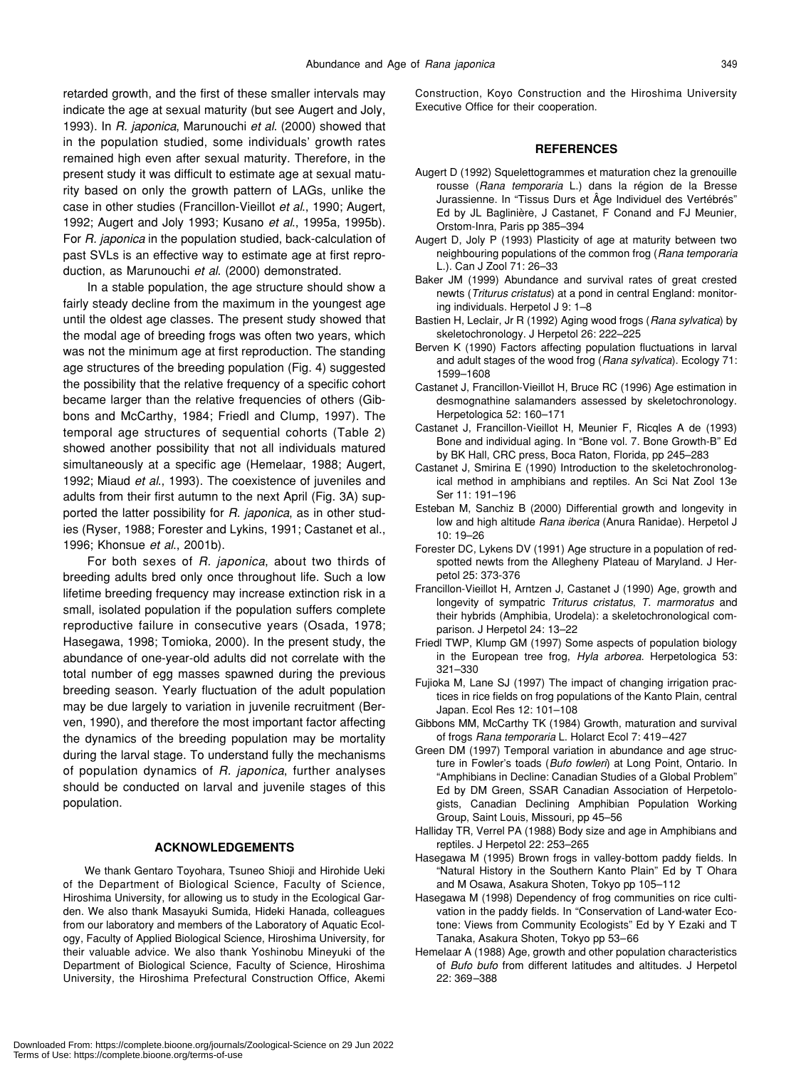retarded growth, and the first of these smaller intervals may indicate the age at sexual maturity (but see Augert and Joly, 1993). In *R. japonica*, Marunouchi *et al*. (2000) showed that in the population studied, some individuals' growth rates remained high even after sexual maturity. Therefore, in the present study it was difficult to estimate age at sexual maturity based on only the growth pattern of LAGs, unlike the case in other studies (Francillon-Vieillot *et al*., 1990; Augert, 1992; Augert and Joly 1993; Kusano *et al*., 1995a, 1995b). For *R. japonica* in the population studied, back-calculation of past SVLs is an effective way to estimate age at first reproduction, as Marunouchi *et al*. (2000) demonstrated.

In a stable population, the age structure should show a fairly steady decline from the maximum in the youngest age until the oldest age classes. The present study showed that the modal age of breeding frogs was often two years, which was not the minimum age at first reproduction. The standing age structures of the breeding population (Fig. 4) suggested the possibility that the relative frequency of a specific cohort became larger than the relative frequencies of others (Gibbons and McCarthy, 1984; Friedl and Clump, 1997). The temporal age structures of sequential cohorts (Table 2) showed another possibility that not all individuals matured simultaneously at a specific age (Hemelaar, 1988; Augert, 1992; Miaud *et al*., 1993). The coexistence of juveniles and adults from their first autumn to the next April (Fig. 3A) supported the latter possibility for *R. japonica*, as in other studies (Ryser, 1988; Forester and Lykins, 1991; Castanet et al., 1996; Khonsue *et al*., 2001b).

For both sexes of *R. japonica*, about two thirds of breeding adults bred only once throughout life. Such a low lifetime breeding frequency may increase extinction risk in a small, isolated population if the population suffers complete reproductive failure in consecutive years (Osada, 1978; Hasegawa, 1998; Tomioka, 2000). In the present study, the abundance of one-year-old adults did not correlate with the total number of egg masses spawned during the previous breeding season. Yearly fluctuation of the adult population may be due largely to variation in juvenile recruitment (Berven, 1990), and therefore the most important factor affecting the dynamics of the breeding population may be mortality during the larval stage. To understand fully the mechanisms of population dynamics of *R. japonica*, further analyses should be conducted on larval and juvenile stages of this population.

## ACKNOWLEDGEMENTS

We thank Gentaro Toyohara, Tsuneo Shioji and Hirohide Ueki of the Department of Biological Science, Faculty of Science, Hiroshima University, for allowing us to study in the Ecological Garden. We also thank Masayuki Sumida, Hideki Hanada, colleagues from our laboratory and members of the Laboratory of Aquatic Ecology, Faculty of Applied Biological Science, Hiroshima University, for their valuable advice. We also thank Yoshinobu Mineyuki of the Department of Biological Science, Faculty of Science, Hiroshima University, the Hiroshima Prefectural Construction Office, Akemi Construction, Koyo Construction and the Hiroshima University Executive Office for their cooperation.

## REFERENCES

Augert D (1992) Squelettogrammes et maturation chez la grenouille rousse (*Rana temporaria* L.) dans la région de la Bresse Jurassienne. In "Tissus Durs et Âge Individuel des Vertébrés" Ed by JL Baglinière, J Castanet, F Conand and FJ Meunier, Orstom-Inra, Paris pp 385–394

Augert D, Joly P (1993) Plasticity of age at maturity between two neighbouring populations of the common frog (*Rana temporaria* L.). Can J Zool 71: 26–33

Baker JM (1999) Abundance and survival rates of great crested newts (*Triturus cristatus*) at a pond in central England: monitoring individuals. Herpetol J 9: 1–8

Bastien H, Leclair, Jr R (1992) Aging wood frogs (*Rana sylvatica*) by skeletochronology. J Herpetol 26: 222–225

Berven K (1990) Factors affecting population fluctuations in larval and adult stages of the wood frog (*Rana sylvatica*). Ecology 71: 1599–1608

Castanet J, Francillon-Vieillot H, Bruce RC (1996) Age estimation in desmognathine salamanders assessed by skeletochronology. Herpetologica 52: 160–171

Castanet J, Francillon-Vieillot H, Meunier F, Ricqles A de (1993) Bone and individual aging. In "Bone vol. 7. Bone Growth-B" Ed by BK Hall, CRC press, Boca Raton, Florida, pp 245–283

Castanet J, Smirina E (1990) Introduction to the skeletochronological method in amphibians and reptiles. An Sci Nat Zool 13e Ser 11: 191–196

Esteban M, Sanchiz B (2000) Differential growth and longevity in low and high altitude *Rana iberica* (Anura Ranidae). Herpetol J 10: 19–26

Forester DC, Lykens DV (1991) Age structure in a population of red-spotted newts from the Allegheny Plateau of Maryland. J Herpetol 25: 373-376

Francillon-Vieillot H, Arntzen J, Castanet J (1990) Age, growth and longevity of sympatric *Triturus cristatus*, *T. marmoratus* and their hybrids (Amphibia, Urodela): a skeletochronological comparison. J Herpetol 24: 13–22

Friedl TWP, Klump GM (1997) Some aspects of population biology in the European tree frog, *Hyla arborea*. Herpetologica 53: 321–330

Fujioka M, Lane SJ (1997) The impact of changing irrigation practices in rice fields on frog populations of the Kanto Plain, central Japan. Ecol Res 12: 101–108

Gibbons MM, McCarthy TK (1984) Growth, maturation and survival of frogs *Rana temporaria* L. Holarct Ecol 7: 419–427

Green DM (1997) Temporal variation in abundance and age structure in Fowler's toads (*Bufo fowleri*) at Long Point, Ontario. In "Amphibians in Decline: Canadian Studies of a Global Problem" Ed by DM Green, SSAR Canadian Association of Herpetologists, Canadian Declining Amphibian Population Working Group, Saint Louis, Missouri, pp 45–56

Halliday TR, Verrel PA (1988) Body size and age in Amphibians and reptiles. J Herpetol 22: 253–265

Hasegawa M (1995) Brown frogs in valley-bottom paddy fields. In "Natural History in the Southern Kanto Plain" Ed by T Ohara and M Osawa, Asakura Shoten, Tokyo pp 105–112

Hasegawa M (1998) Dependency of frog communities on rice cultivation in the paddy fields. In "Conservation of Land-water Ecotone: Views from Community Ecologists" Ed by Y Ezaki and T Tanaka, Asakura Shoten, Tokyo pp 53–66

Hemelaar A (1988) Age, growth and other population characteristics of *Bufo bufo* from different latitudes and altitudes. J Herpetol 22: 369–388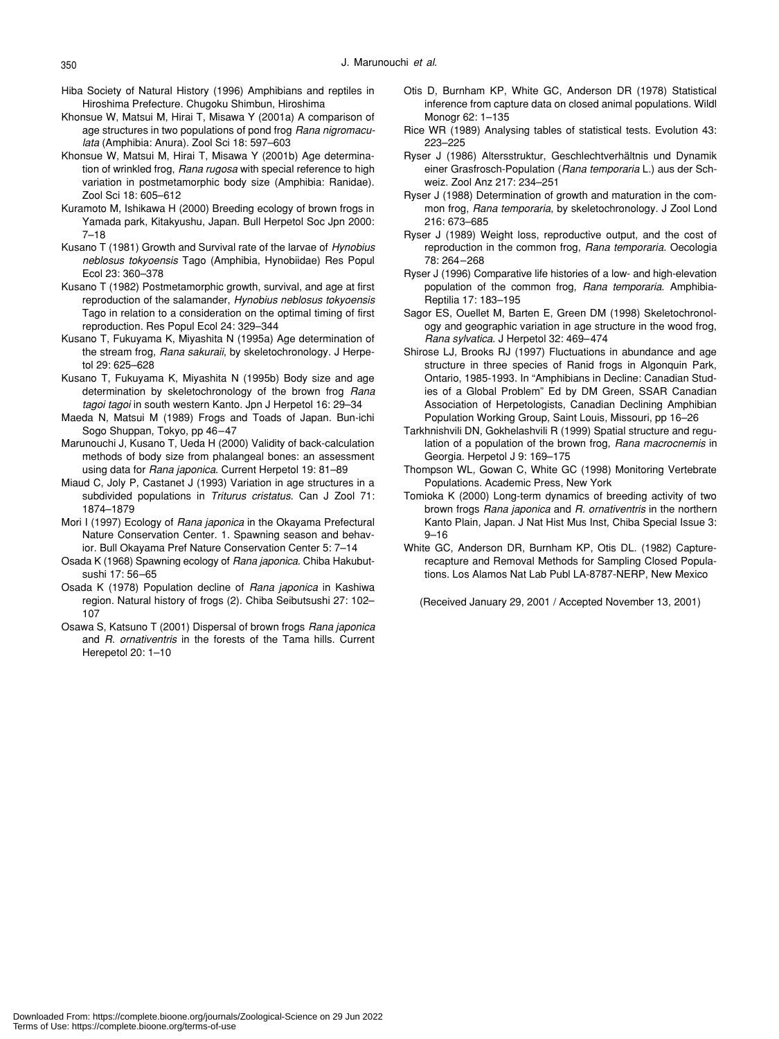Hiba Society of Natural History (1996) Amphibians and reptiles in Hiroshima Prefecture. Chugoku Shimbun, Hiroshima

Khonsue W, Matsui M, Hirai T, Misawa Y (2001a) A comparison of age structures in two populations of pond frog *Rana nigromaculata* (Amphibia: Anura). Zool Sci 18: 597–603

Khonsue W, Matsui M, Hirai T, Misawa Y (2001b) Age determination of wrinkled frog, *Rana rugosa* with special reference to high variation in postmetamorphic body size (Amphibia: Ranidae). Zool Sci 18: 605–612

Kuramoto M, Ishikawa H (2000) Breeding ecology of brown frogs in Yamada park, Kitakyushu, Japan. Bull Herpetol Soc Jpn 2000: 7–18

Kusano T (1981) Growth and Survival rate of the larvae of *Hynobius neblosus tokyoensis* Tago (Amphibia, Hynobiidae) Res Popul Ecol 23: 360–378

Kusano T (1982) Postmetamorphic growth, survival, and age at first reproduction of the salamander, *Hynobius neblosus tokyoensis* Tago in relation to a consideration on the optimal timing of first reproduction. Res Popul Ecol 24: 329–344

Kusano T, Fukuyama K, Miyashita N (1995a) Age determination of the stream frog, *Rana sakuraii*, by skeletochronology. J Herpetol 29: 625–628

Kusano T, Fukuyama K, Miyashita N (1995b) Body size and age determination by skeletochronology of the brown frog *Rana tagoi tagoi* in south western Kanto. Jpn J Herpetol 16: 29–34

Maeda N, Matsui M (1989) Frogs and Toads of Japan. Bun-ichi Sogo Shuppan, Tokyo, pp 46–47

Marunouchi J, Kusano T, Ueda H (2000) Validity of back-calculation methods of body size from phalangeal bones: an assessment using data for *Rana japonica*. Current Herpetol 19: 81–89

Miaud C, Joly P, Castanet J (1993) Variation in age structures in a subdivided populations in *Triturus cristatus*. Can J Zool 71: 1874–1879

Mori I (1997) Ecology of *Rana japonica* in the Okayama Prefectural Nature Conservation Center. 1. Spawning season and behavior. Bull Okayama Pref Nature Conservation Center 5: 7–14

Osada K (1968) Spawning ecology of *Rana japonica*. Chiba Hakubutsushi 17: 56–65

Osada K (1978) Population decline of *Rana japonica* in Kashiwa region. Natural history of frogs (2). Chiba Seibutsushi 27: 102–107

Osawa S, Katsuno T (2001) Dispersal of brown frogs *Rana japonica* and *R. ornativentris* in the forests of the Tama hills. Current Herepetol 20: 1–10

Otis D, Burnham KP, White GC, Anderson DR (1978) Statistical inference from capture data on closed animal populations. Wildl Monogr 62: 1–135

Rice WR (1989) Analysing tables of statistical tests. Evolution 43: 223–225

Ryser J (1986) Altersstruktur, Geschlechtverhältnis und Dynamik einer Grasfrosch-Population (*Rana temporaria* L.) aus der Schweiz. Zool Anz 217: 234–251

Ryser J (1988) Determination of growth and maturation in the common frog, *Rana temporaria*, by skeletochronology. J Zool Lond 216: 673–685

Ryser J (1989) Weight loss, reproductive output, and the cost of reproduction in the common frog, *Rana temporaria*. Oecologia 78: 264–268

Ryser J (1996) Comparative life histories of a low- and high-elevation population of the common frog, *Rana temporaria*. Amphibia-Reptilia 17: 183–195

Sagor ES, Ouellet M, Barten E, Green DM (1998) Skeletochronology and geographic variation in age structure in the wood frog, *Rana sylvatica*. J Herpetol 32: 469–474

Shirose LJ, Brooks RJ (1997) Fluctuations in abundance and age structure in three species of Ranid frogs in Algonquin Park, Ontario, 1985-1993. In "Amphibians in Decline: Canadian Studies of a Global Problem" Ed by DM Green, SSAR Canadian Association of Herpetologists, Canadian Declining Amphibian Population Working Group, Saint Louis, Missouri, pp 16–26

Tarkhnishvili DN, Gokhelashvili R (1999) Spatial structure and regulation of a population of the brown frog, *Rana macrocnemis* in Georgia. Herpetol J 9: 169–175

Thompson WL, Gowan C, White GC (1998) Monitoring Vertebrate Populations. Academic Press, New York

Tomioka K (2000) Long-term dynamics of breeding activity of two brown frogs *Rana japonica* and *R. ornativentris* in the northern Kanto Plain, Japan. J Nat Hist Mus Inst, Chiba Special Issue 3: 9–16

White GC, Anderson DR, Burnham KP, Otis DL. (1982) Capture-recapture and Removal Methods for Sampling Closed Populations. Los Alamos Nat Lab Publ LA-8787-NERP, New Mexico

(Received January 29, 2001 / Accepted November 13, 2001)